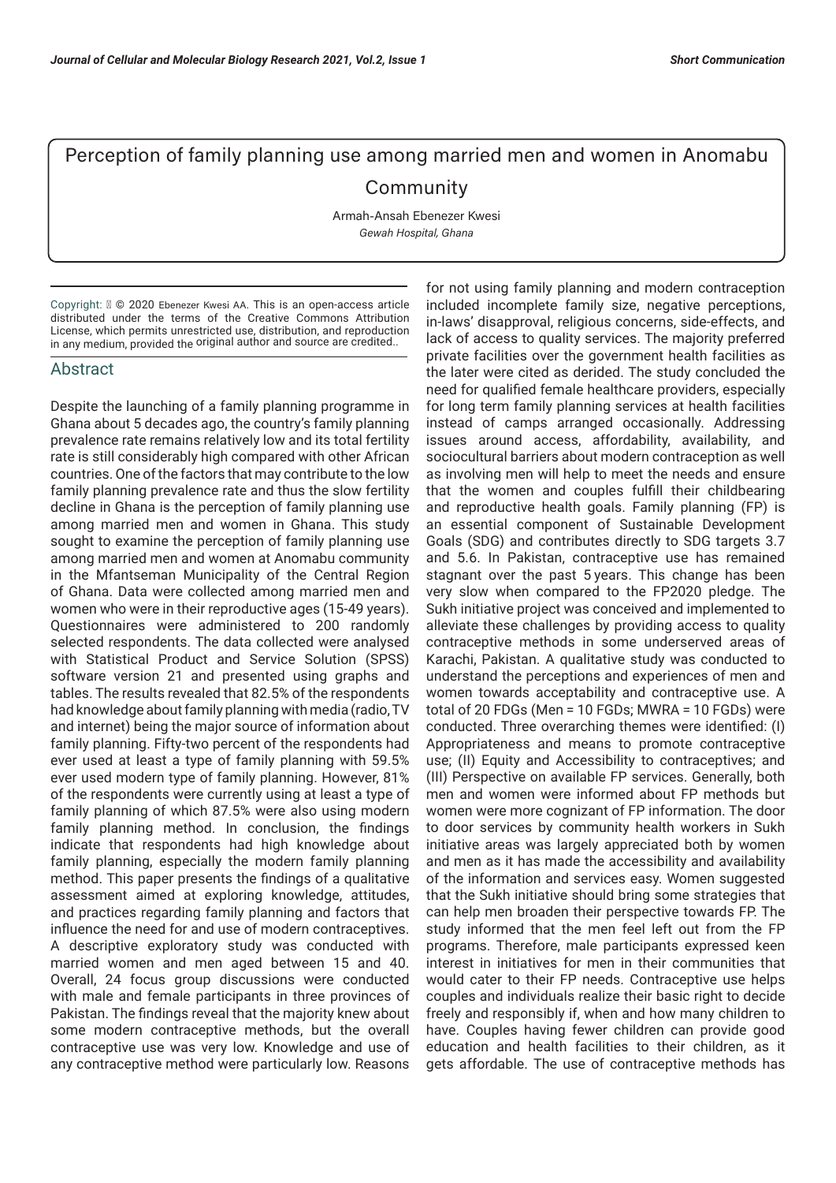# Perception of family planning use among married men and women in Anomabu Community

Armah-Ansah Ebenezer Kwesi

*Gewah Hospital, Ghana*

Copyright: © 2020 Ebenezer Kwesi AA. This is an open-access article distributed under the terms of the Creative Commons Attribution License, which permits unrestricted use, distribution, and reproduction in any medium, provided the original author and source are credited..

## Abstract

Despite the launching of a family planning programme in Ghana about 5 decades ago, the country's family planning prevalence rate remains relatively low and its total fertility rate is still considerably high compared with other African countries. One of the factors that may contribute to the low family planning prevalence rate and thus the slow fertility decline in Ghana is the perception of family planning use among married men and women in Ghana. This study sought to examine the perception of family planning use among married men and women at Anomabu community in the Mfantseman Municipality of the Central Region of Ghana. Data were collected among married men and women who were in their reproductive ages (15-49 years). Questionnaires were administered to 200 randomly selected respondents. The data collected were analysed with Statistical Product and Service Solution (SPSS) software version 21 and presented using graphs and tables. The results revealed that 82.5% of the respondents had knowledge about family planning with media (radio, TV and internet) being the major source of information about family planning. Fifty-two percent of the respondents had ever used at least a type of family planning with 59.5% ever used modern type of family planning. However, 81% of the respondents were currently using at least a type of family planning of which 87.5% were also using modern family planning method. In conclusion, the findings indicate that respondents had high knowledge about family planning, especially the modern family planning method. This paper presents the findings of a qualitative assessment aimed at exploring knowledge, attitudes, and practices regarding family planning and factors that influence the need for and use of modern contraceptives. A descriptive exploratory study was conducted with married women and men aged between 15 and 40. Overall, 24 focus group discussions were conducted with male and female participants in three provinces of Pakistan. The findings reveal that the majority knew about some modern contraceptive methods, but the overall contraceptive use was very low. Knowledge and use of any contraceptive method were particularly low. Reasons for not using family planning and modern contraception included incomplete family size, negative perceptions, in-laws' disapproval, religious concerns, side-effects, and lack of access to quality services. The majority preferred private facilities over the government health facilities as the later were cited as derided. The study concluded the need for qualified female healthcare providers, especially for long term family planning services at health facilities instead of camps arranged occasionally. Addressing issues around access, affordability, availability, and sociocultural barriers about modern contraception as well as involving men will help to meet the needs and ensure that the women and couples fulfill their childbearing and reproductive health goals. Family planning (FP) is an essential component of Sustainable Development Goals (SDG) and contributes directly to SDG targets 3.7 and 5.6. In Pakistan, contraceptive use has remained stagnant over the past 5 years. This change has been very slow when compared to the FP2020 pledge. The Sukh initiative project was conceived and implemented to alleviate these challenges by providing access to quality contraceptive methods in some underserved areas of Karachi, Pakistan. A qualitative study was conducted to understand the perceptions and experiences of men and women towards acceptability and contraceptive use. A total of 20 FDGs (Men = 10 FGDs; MWRA = 10 FGDs) were conducted. Three overarching themes were identified: (I) Appropriateness and means to promote contraceptive use; (II) Equity and Accessibility to contraceptives; and (III) Perspective on available FP services. Generally, both men and women were informed about FP methods but women were more cognizant of FP information. The door to door services by community health workers in Sukh initiative areas was largely appreciated both by women and men as it has made the accessibility and availability of the information and services easy. Women suggested that the Sukh initiative should bring some strategies that can help men broaden their perspective towards FP. The study informed that the men feel left out from the FP programs. Therefore, male participants expressed keen interest in initiatives for men in their communities that would cater to their FP needs. Contraceptive use helps couples and individuals realize their basic right to decide freely and responsibly if, when and how many children to have. Couples having fewer children can provide good education and health facilities to their children, as it gets affordable. The use of contraceptive methods has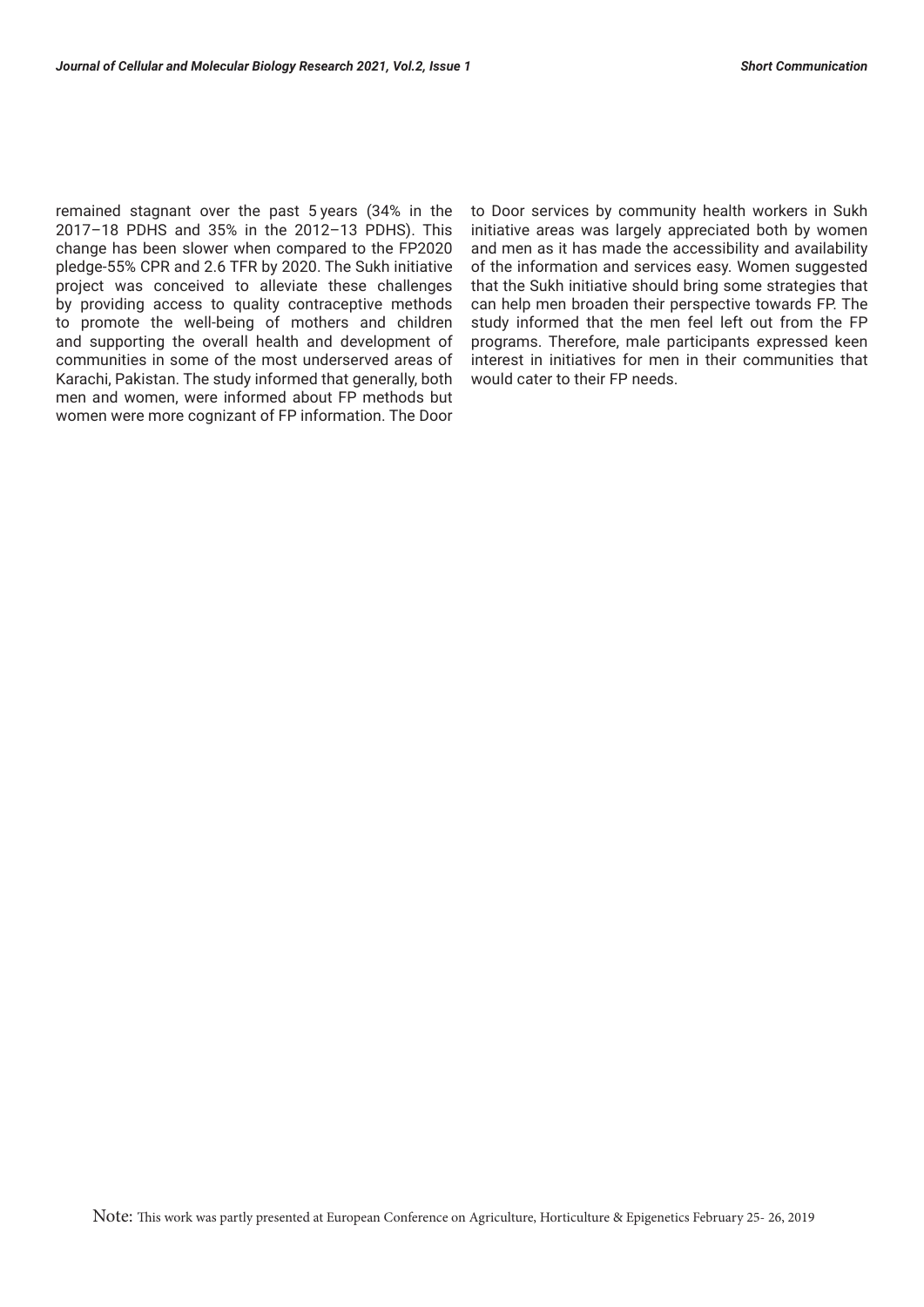remained stagnant over the past 5 years (34% in the 2017–18 PDHS and 35% in the 2012–13 PDHS). This change has been slower when compared to the FP2020 pledge-55% CPR and 2.6 TFR by 2020. The Sukh initiative project was conceived to alleviate these challenges by providing access to quality contraceptive methods to promote the well-being of mothers and children and supporting the overall health and development of communities in some of the most underserved areas of Karachi, Pakistan. The study informed that generally, both men and women, were informed about FP methods but women were more cognizant of FP information. The Door to Door services by community health workers in Sukh initiative areas was largely appreciated both by women and men as it has made the accessibility and availability of the information and services easy. Women suggested that the Sukh initiative should bring some strategies that can help men broaden their perspective towards FP. The study informed that the men feel left out from the FP programs. Therefore, male participants expressed keen interest in initiatives for men in their communities that would cater to their FP needs.

Note: This work was partly presented at European Conference on Agriculture, Horticulture & Epigenetics February 25- 26, 2019